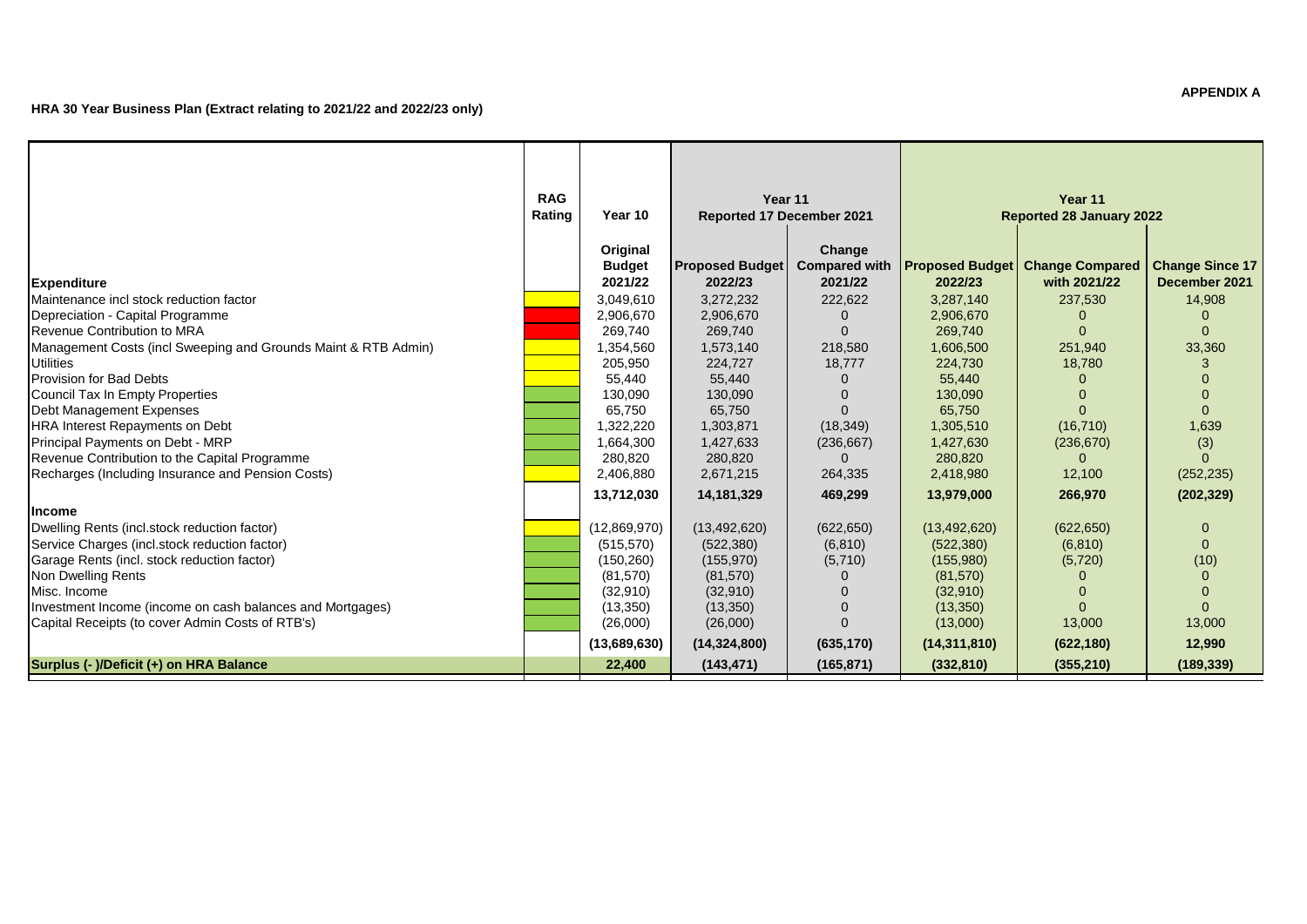**APPENDIX A**

**HRA 30 Year Business Plan (Extract relating to 2021/22 and 2022/23 only)**

| | RAG Rating | Year 10 | Year 11 Reported 17 December 2021 | | Year 11 Reported 28 January 2022 | | |
|---|---|---|---|---|---|---|---|
| **Expenditure** | | **Original Budget 2021/22** | **Proposed Budget 2022/23** | **Change Compared with 2021/22** | **Proposed Budget 2022/23** | **Change Compared with 2021/22** | **Change Since 17 December 2021** |
| Maintenance incl stock reduction factor | Yellow | 3,049,610 | 3,272,232 | 222,622 | 3,287,140 | 237,530 | 14,908 |
| Depreciation - Capital Programme | Red | 2,906,670 | 2,906,670 | 0 | 2,906,670 | 0 | 0 |
| Revenue Contribution to MRA | Red | 269,740 | 269,740 | 0 | 269,740 | 0 | 0 |
| Management Costs (incl Sweeping and Grounds Maint & RTB Admin) | Yellow | 1,354,560 | 1,573,140 | 218,580 | 1,606,500 | 251,940 | 33,360 |
| Utilities | Yellow | 205,950 | 224,727 | 18,777 | 224,730 | 18,780 | 3 |
| Provision for Bad Debts | Yellow | 55,440 | 55,440 | 0 | 55,440 | 0 | 0 |
| Council Tax In Empty Properties | Green | 130,090 | 130,090 | 0 | 130,090 | 0 | 0 |
| Debt Management Expenses | Green | 65,750 | 65,750 | 0 | 65,750 | 0 | 0 |
| HRA Interest Repayments on Debt | Green | 1,322,220 | 1,303,871 | (18,349) | 1,305,510 | (16,710) | 1,639 |
| Principal Payments on Debt - MRP | Green | 1,664,300 | 1,427,633 | (236,667) | 1,427,630 | (236,670) | (3) |
| Revenue Contribution to the Capital Programme | Green | 280,820 | 280,820 | 0 | 280,820 | 0 | 0 |
| Recharges (Including Insurance and Pension Costs) | Yellow | 2,406,880 | 2,671,215 | 264,335 | 2,418,980 | 12,100 | (252,235) |
| | | **13,712,030** | **14,181,329** | **469,299** | **13,979,000** | **266,970** | **(202,329)** |
| **Income** | | | | | | | |
| Dwelling Rents (incl.stock reduction factor) | Yellow | (12,869,970) | (13,492,620) | (622,650) | (13,492,620) | (622,650) | 0 |
| Service Charges (incl.stock reduction factor) | Green | (515,570) | (522,380) | (6,810) | (522,380) | (6,810) | 0 |
| Garage Rents (incl. stock reduction factor) | Green | (150,260) | (155,970) | (5,710) | (155,980) | (5,720) | (10) |
| Non Dwelling Rents | Green | (81,570) | (81,570) | 0 | (81,570) | 0 | 0 |
| Misc. Income | Green | (32,910) | (32,910) | 0 | (32,910) | 0 | 0 |
| Investment Income (income on cash balances and Mortgages) | Green | (13,350) | (13,350) | 0 | (13,350) | 0 | 0 |
| Capital Receipts (to cover Admin Costs of RTB's) | Green | (26,000) | (26,000) | 0 | (13,000) | 13,000 | 13,000 |
| | | **(13,689,630)** | **(14,324,800)** | **(635,170)** | **(14,311,810)** | **(622,180)** | **12,990** |
| **Surplus (- )/Deficit (+) on HRA Balance** | | **22,400** | **(143,471)** | **(165,871)** | **(332,810)** | **(355,210)** | **(189,339)** |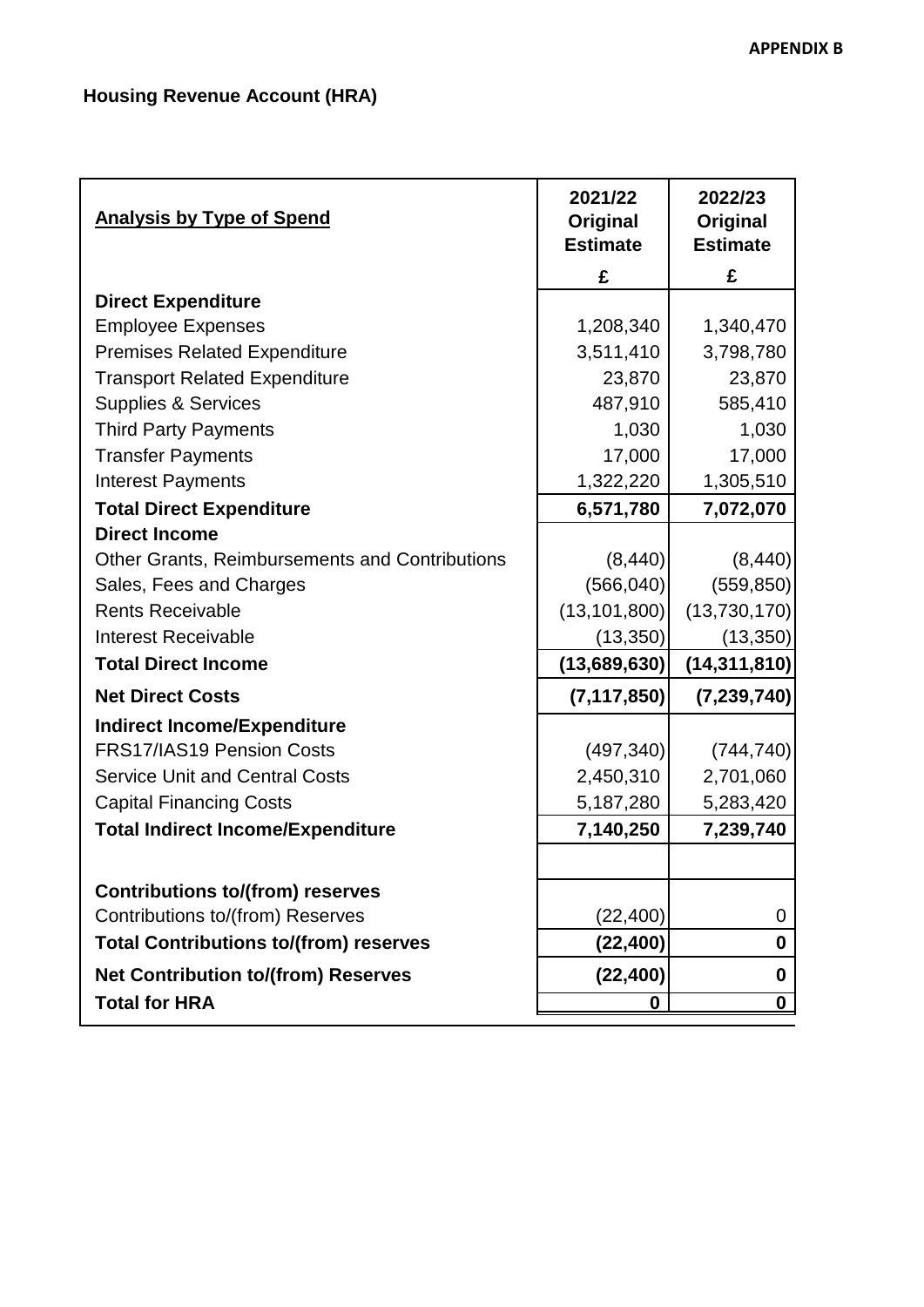**APPENDIX B**

# Housing Revenue Account (HRA)

| Analysis by Type of Spend | 2021/22 Original Estimate | 2022/23 Original Estimate |
|---|---|---|
| | £ | £ |
| **Direct Expenditure** | | |
| Employee Expenses | 1,208,340 | 1,340,470 |
| Premises Related Expenditure | 3,511,410 | 3,798,780 |
| Transport Related Expenditure | 23,870 | 23,870 |
| Supplies & Services | 487,910 | 585,410 |
| Third Party Payments | 1,030 | 1,030 |
| Transfer Payments | 17,000 | 17,000 |
| Interest Payments | 1,322,220 | 1,305,510 |
| **Total Direct Expenditure** | **6,571,780** | **7,072,070** |
| **Direct Income** | | |
| Other Grants, Reimbursements and Contributions | (8,440) | (8,440) |
| Sales, Fees and Charges | (566,040) | (559,850) |
| Rents Receivable | (13,101,800) | (13,730,170) |
| Interest Receivable | (13,350) | (13,350) |
| **Total Direct Income** | **(13,689,630)** | **(14,311,810)** |
| **Net Direct Costs** | **(7,117,850)** | **(7,239,740)** |
| **Indirect Income/Expenditure** | | |
| FRS17/IAS19 Pension Costs | (497,340) | (744,740) |
| Service Unit and Central Costs | 2,450,310 | 2,701,060 |
| Capital Financing Costs | 5,187,280 | 5,283,420 |
| **Total Indirect Income/Expenditure** | **7,140,250** | **7,239,740** |
| | | |
| **Contributions to/(from) reserves** | | |
| Contributions to/(from) Reserves | (22,400) | 0 |
| **Total Contributions to/(from) reserves** | **(22,400)** | **0** |
| **Net Contribution to/(from) Reserves** | **(22,400)** | **0** |
| **Total for HRA** | **0** | **0** |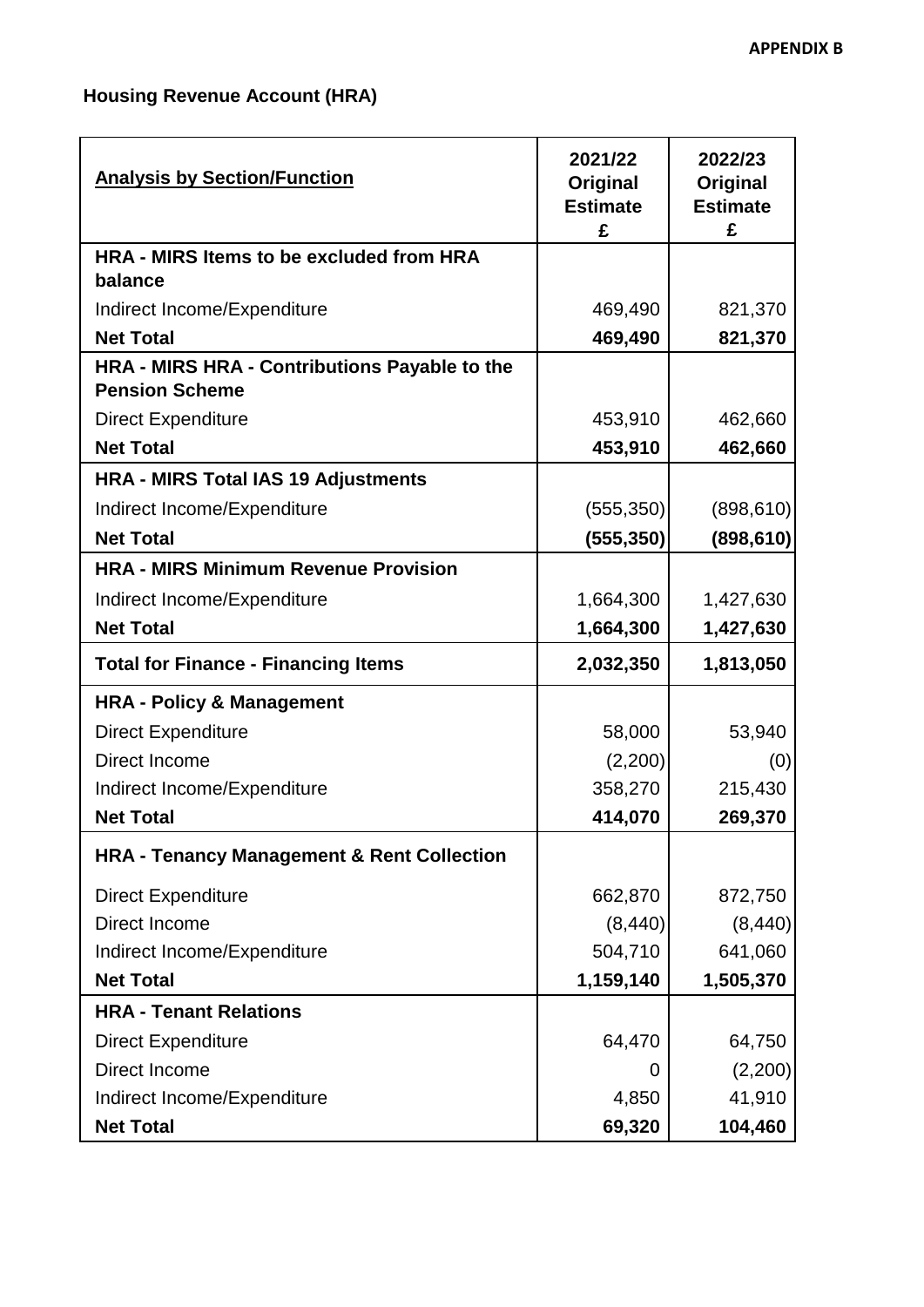**APPENDIX B**

**Housing Revenue Account (HRA)**

| **Analysis by Section/Function** | **2021/22 Original Estimate £** | **2022/23 Original Estimate £** |
|---|---|---|
| **HRA - MIRS Items to be excluded from HRA balance** | | |
| Indirect Income/Expenditure | 469,490 | 821,370 |
| **Net Total** | **469,490** | **821,370** |
| **HRA - MIRS HRA - Contributions Payable to the Pension Scheme** | | |
| Direct Expenditure | 453,910 | 462,660 |
| **Net Total** | **453,910** | **462,660** |
| **HRA - MIRS Total IAS 19 Adjustments** | | |
| Indirect Income/Expenditure | (555,350) | (898,610) |
| **Net Total** | **(555,350)** | **(898,610)** |
| **HRA - MIRS Minimum Revenue Provision** | | |
| Indirect Income/Expenditure | 1,664,300 | 1,427,630 |
| **Net Total** | **1,664,300** | **1,427,630** |
| **Total for Finance - Financing Items** | **2,032,350** | **1,813,050** |
| **HRA - Policy & Management** | | |
| Direct Expenditure | 58,000 | 53,940 |
| Direct Income | (2,200) | (0) |
| Indirect Income/Expenditure | 358,270 | 215,430 |
| **Net Total** | **414,070** | **269,370** |
| **HRA - Tenancy Management & Rent Collection** | | |
| Direct Expenditure | 662,870 | 872,750 |
| Direct Income | (8,440) | (8,440) |
| Indirect Income/Expenditure | 504,710 | 641,060 |
| **Net Total** | **1,159,140** | **1,505,370** |
| **HRA - Tenant Relations** | | |
| Direct Expenditure | 64,470 | 64,750 |
| Direct Income | 0 | (2,200) |
| Indirect Income/Expenditure | 4,850 | 41,910 |
| **Net Total** | **69,320** | **104,460** |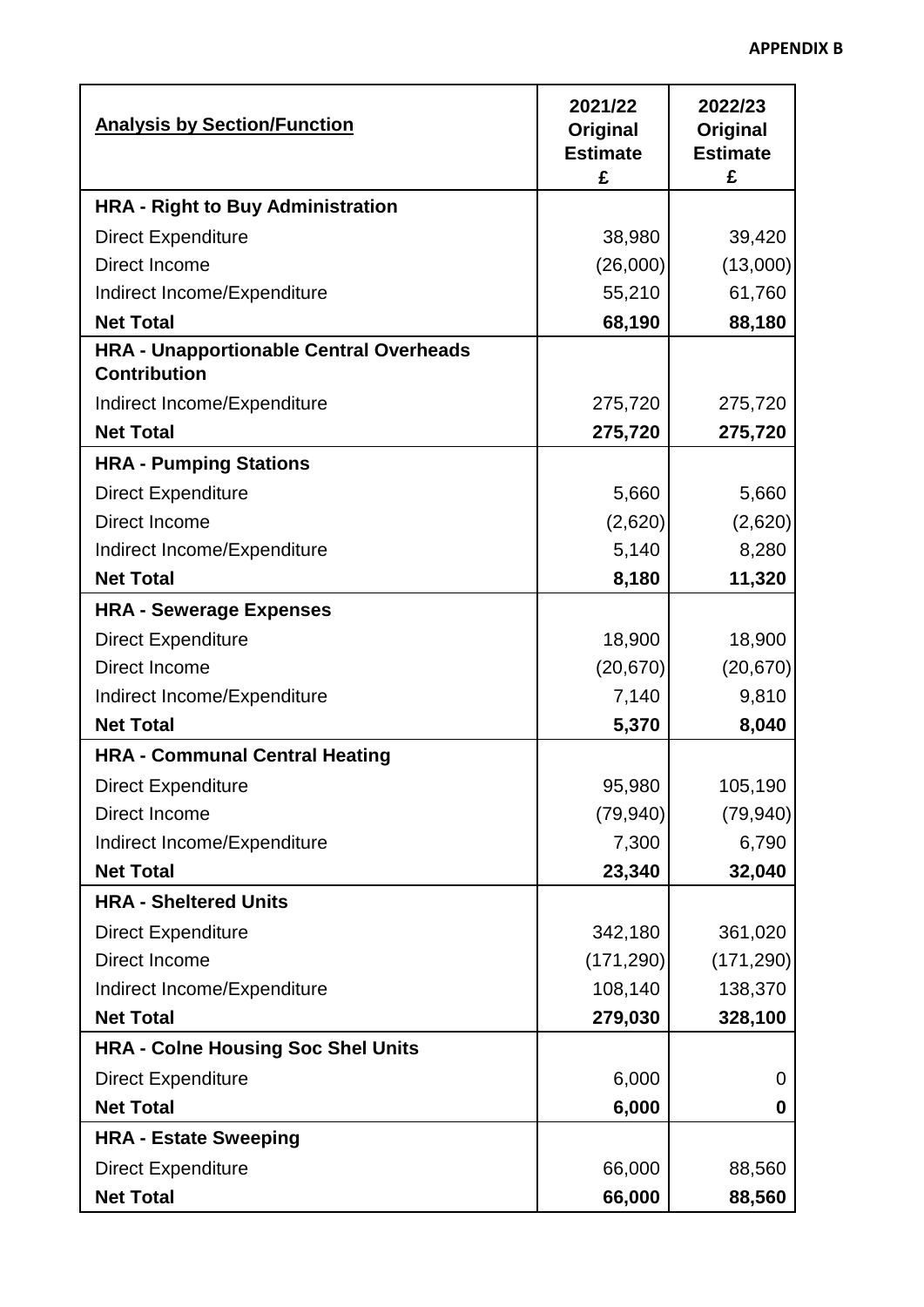**APPENDIX B**

| **Analysis by Section/Function** | **2021/22 Original Estimate £** | **2022/23 Original Estimate £** |
|---|---|---|
| **HRA - Right to Buy Administration** | | |
| Direct Expenditure | 38,980 | 39,420 |
| Direct Income | (26,000) | (13,000) |
| Indirect Income/Expenditure | 55,210 | 61,760 |
| **Net Total** | **68,190** | **88,180** |
| **HRA - Unapportionable Central Overheads Contribution** | | |
| Indirect Income/Expenditure | 275,720 | 275,720 |
| **Net Total** | **275,720** | **275,720** |
| **HRA - Pumping Stations** | | |
| Direct Expenditure | 5,660 | 5,660 |
| Direct Income | (2,620) | (2,620) |
| Indirect Income/Expenditure | 5,140 | 8,280 |
| **Net Total** | **8,180** | **11,320** |
| **HRA - Sewerage Expenses** | | |
| Direct Expenditure | 18,900 | 18,900 |
| Direct Income | (20,670) | (20,670) |
| Indirect Income/Expenditure | 7,140 | 9,810 |
| **Net Total** | **5,370** | **8,040** |
| **HRA - Communal Central Heating** | | |
| Direct Expenditure | 95,980 | 105,190 |
| Direct Income | (79,940) | (79,940) |
| Indirect Income/Expenditure | 7,300 | 6,790 |
| **Net Total** | **23,340** | **32,040** |
| **HRA - Sheltered Units** | | |
| Direct Expenditure | 342,180 | 361,020 |
| Direct Income | (171,290) | (171,290) |
| Indirect Income/Expenditure | 108,140 | 138,370 |
| **Net Total** | **279,030** | **328,100** |
| **HRA - Colne Housing Soc Shel Units** | | |
| Direct Expenditure | 6,000 | 0 |
| **Net Total** | **6,000** | **0** |
| **HRA - Estate Sweeping** | | |
| Direct Expenditure | 66,000 | 88,560 |
| **Net Total** | **66,000** | **88,560** |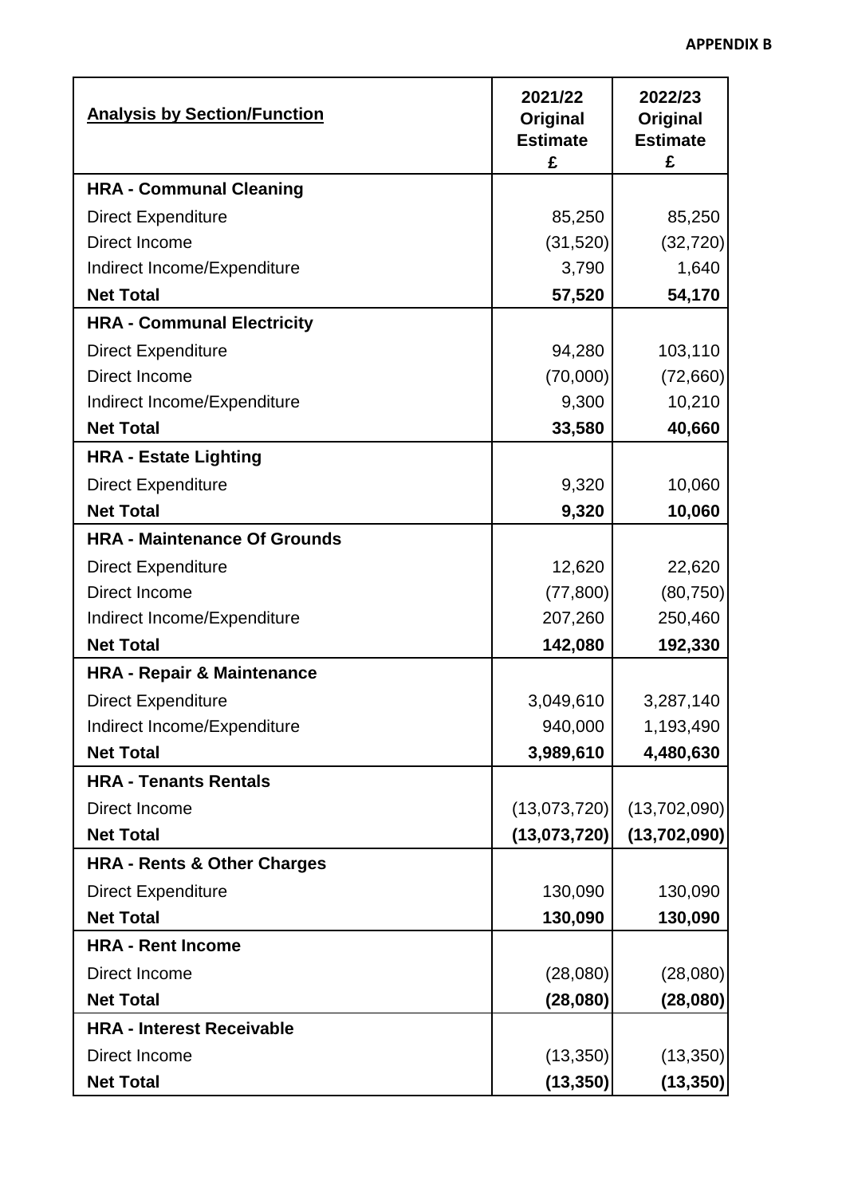**APPENDIX B**

| Analysis by Section/Function | 2021/22 Original Estimate £ | 2022/23 Original Estimate £ |
|---|---|---|
| **HRA - Communal Cleaning** | | |
| Direct Expenditure | 85,250 | 85,250 |
| Direct Income | (31,520) | (32,720) |
| Indirect Income/Expenditure | 3,790 | 1,640 |
| **Net Total** | **57,520** | **54,170** |
| **HRA - Communal Electricity** | | |
| Direct Expenditure | 94,280 | 103,110 |
| Direct Income | (70,000) | (72,660) |
| Indirect Income/Expenditure | 9,300 | 10,210 |
| **Net Total** | **33,580** | **40,660** |
| **HRA - Estate Lighting** | | |
| Direct Expenditure | 9,320 | 10,060 |
| **Net Total** | **9,320** | **10,060** |
| **HRA - Maintenance Of Grounds** | | |
| Direct Expenditure | 12,620 | 22,620 |
| Direct Income | (77,800) | (80,750) |
| Indirect Income/Expenditure | 207,260 | 250,460 |
| **Net Total** | **142,080** | **192,330** |
| **HRA - Repair & Maintenance** | | |
| Direct Expenditure | 3,049,610 | 3,287,140 |
| Indirect Income/Expenditure | 940,000 | 1,193,490 |
| **Net Total** | **3,989,610** | **4,480,630** |
| **HRA - Tenants Rentals** | | |
| Direct Income | (13,073,720) | (13,702,090) |
| **Net Total** | **(13,073,720)** | **(13,702,090)** |
| **HRA - Rents & Other Charges** | | |
| Direct Expenditure | 130,090 | 130,090 |
| **Net Total** | **130,090** | **130,090** |
| **HRA - Rent Income** | | |
| Direct Income | (28,080) | (28,080) |
| **Net Total** | **(28,080)** | **(28,080)** |
| **HRA - Interest Receivable** | | |
| Direct Income | (13,350) | (13,350) |
| **Net Total** | **(13,350)** | **(13,350)** |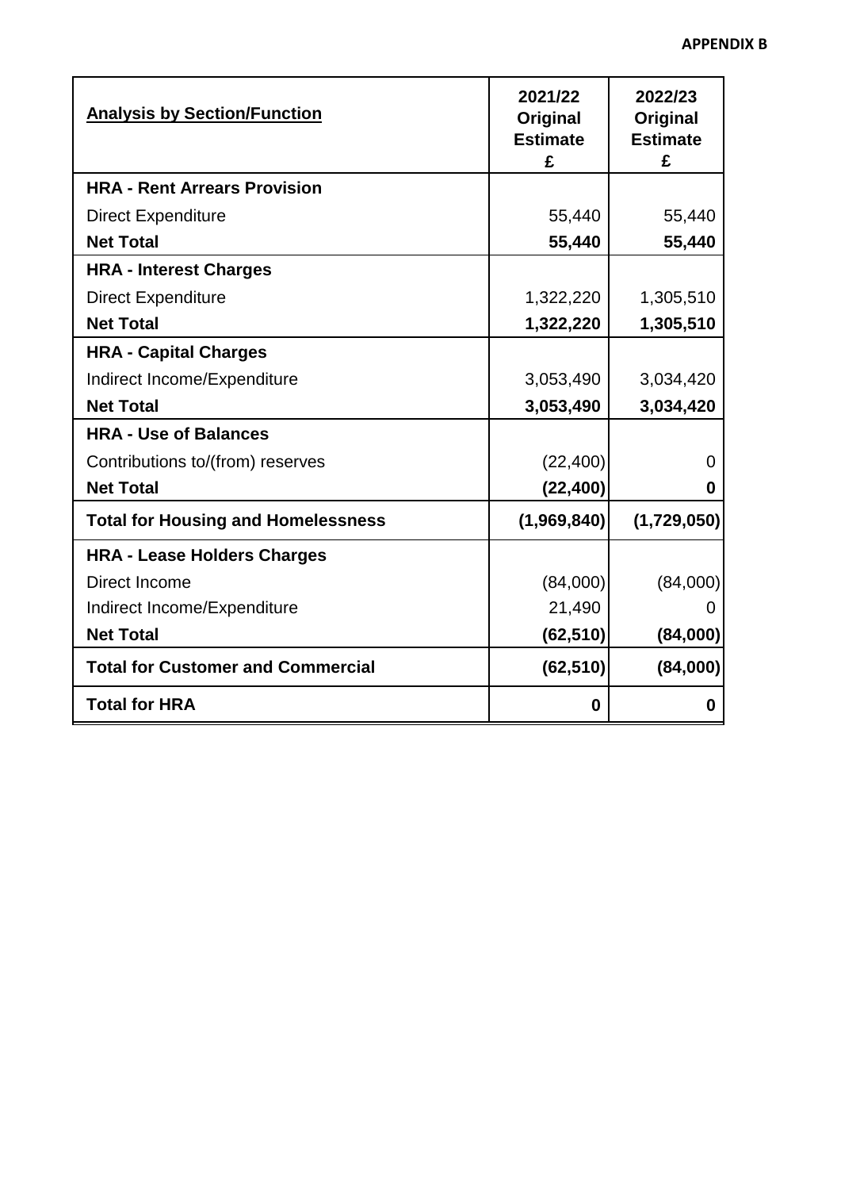**APPENDIX B**

| <u>**Analysis by Section/Function**</u> | **2021/22 Original Estimate £** | **2022/23 Original Estimate £** |
|---|---|---|
| **HRA - Rent Arrears Provision** | | |
| Direct Expenditure | 55,440 | 55,440 |
| **Net Total** | **55,440** | **55,440** |
| **HRA - Interest Charges** | | |
| Direct Expenditure | 1,322,220 | 1,305,510 |
| **Net Total** | **1,322,220** | **1,305,510** |
| **HRA - Capital Charges** | | |
| Indirect Income/Expenditure | 3,053,490 | 3,034,420 |
| **Net Total** | **3,053,490** | **3,034,420** |
| **HRA - Use of Balances** | | |
| Contributions to/(from) reserves | (22,400) | 0 |
| **Net Total** | **(22,400)** | **0** |
| **Total for Housing and Homelessness** | **(1,969,840)** | **(1,729,050)** |
| **HRA - Lease Holders Charges** | | |
| Direct Income | (84,000) | (84,000) |
| Indirect Income/Expenditure | 21,490 | 0 |
| **Net Total** | **(62,510)** | **(84,000)** |
| **Total for Customer and Commercial** | **(62,510)** | **(84,000)** |
| **Total for HRA** | **0** | **0** |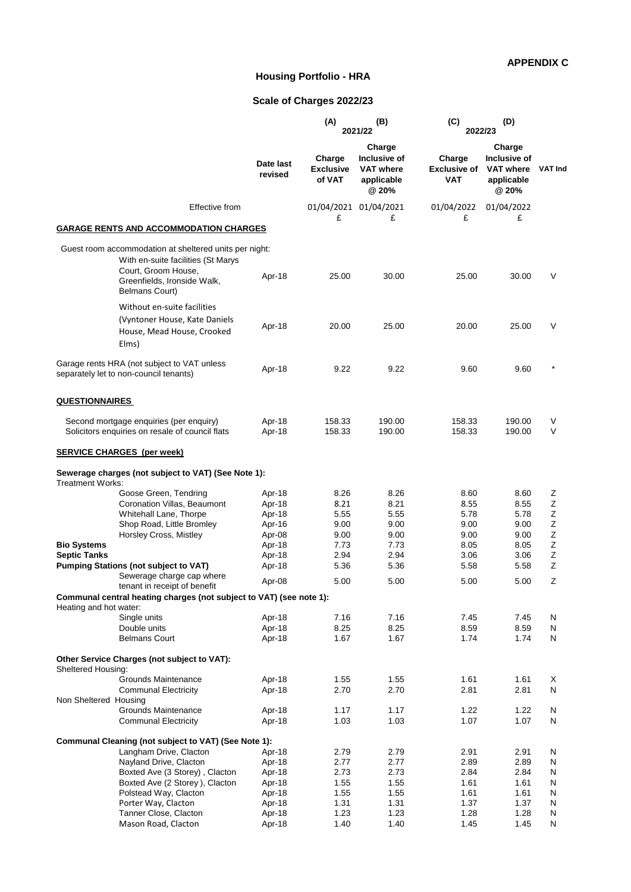**APPENDIX C**

# Housing Portfolio - HRA

## Scale of Charges 2022/23

| | Date last revised | (A) 2021/22 Charge Exclusive of VAT | (B) 2021/22 Charge Inclusive of VAT where applicable @ 20% | (C) 2022/23 Charge Exclusive of VAT | (D) 2022/23 Charge Inclusive of VAT where applicable @ 20% | VAT Ind |
|---|---|---|---|---|---|---|
| Effective from | | 01/04/2021 £ | 01/04/2021 £ | 01/04/2022 £ | 01/04/2022 £ | |
| **GARAGE RENTS AND ACCOMMODATION CHARGES** | | | | | | |
| Guest room accommodation at sheltered units per night: | | | | | | |
| With en-suite facilities (St Marys Court, Groom House, Greenfields, Ironside Walk, Belmans Court) | Apr-18 | 25.00 | 30.00 | 25.00 | 30.00 | V |
| Without en-suite facilities (Vyntoner House, Kate Daniels House, Mead House, Crooked Elms) | Apr-18 | 20.00 | 25.00 | 20.00 | 25.00 | V |
| Garage rents HRA (not subject to VAT unless separately let to non-council tenants) | Apr-18 | 9.22 | 9.22 | 9.60 | 9.60 | * |
| **QUESTIONNAIRES** | | | | | | |
| Second mortgage enquiries (per enquiry) | Apr-18 | 158.33 | 190.00 | 158.33 | 190.00 | V |
| Solicitors enquiries on resale of council flats | Apr-18 | 158.33 | 190.00 | 158.33 | 190.00 | V |
| **SERVICE CHARGES (per week)** | | | | | | |
| **Sewerage charges (not subject to VAT) (See Note 1):** | | | | | | |
| Treatment Works: | | | | | | |
| Goose Green, Tendring | Apr-18 | 8.26 | 8.26 | 8.60 | 8.60 | Z |
| Coronation Villas, Beaumont | Apr-18 | 8.21 | 8.21 | 8.55 | 8.55 | Z |
| Whitehall Lane, Thorpe | Apr-18 | 5.55 | 5.55 | 5.78 | 5.78 | Z |
| Shop Road, Little Bromley | Apr-16 | 9.00 | 9.00 | 9.00 | 9.00 | Z |
| Horsley Cross, Mistley | Apr-08 | 9.00 | 9.00 | 9.00 | 9.00 | Z |
| **Bio Systems** | Apr-18 | 7.73 | 7.73 | 8.05 | 8.05 | Z |
| **Septic Tanks** | Apr-18 | 2.94 | 2.94 | 3.06 | 3.06 | Z |
| **Pumping Stations (not subject to VAT)** | Apr-18 | 5.36 | 5.36 | 5.58 | 5.58 | Z |
| Sewerage charge cap where tenant in receipt of benefit | Apr-08 | 5.00 | 5.00 | 5.00 | 5.00 | Z |
| **Communal central heating charges (not subject to VAT) (see note 1):** | | | | | | |
| Heating and hot water: | | | | | | |
| Single units | Apr-18 | 7.16 | 7.16 | 7.45 | 7.45 | N |
| Double units | Apr-18 | 8.25 | 8.25 | 8.59 | 8.59 | N |
| Belmans Court | Apr-18 | 1.67 | 1.67 | 1.74 | 1.74 | N |
| **Other Service Charges (not subject to VAT):** | | | | | | |
| Sheltered Housing: | | | | | | |
| Grounds Maintenance | Apr-18 | 1.55 | 1.55 | 1.61 | 1.61 | X |
| Communal Electricity | Apr-18 | 2.70 | 2.70 | 2.81 | 2.81 | N |
| Non Sheltered Housing | | | | | | |
| Grounds Maintenance | Apr-18 | 1.17 | 1.17 | 1.22 | 1.22 | N |
| Communal Electricity | Apr-18 | 1.03 | 1.03 | 1.07 | 1.07 | N |
| **Communal Cleaning (not subject to VAT) (See Note 1):** | | | | | | |
| Langham Drive, Clacton | Apr-18 | 2.79 | 2.79 | 2.91 | 2.91 | N |
| Nayland Drive, Clacton | Apr-18 | 2.77 | 2.77 | 2.89 | 2.89 | N |
| Boxted Ave (3 Storey) , Clacton | Apr-18 | 2.73 | 2.73 | 2.84 | 2.84 | N |
| Boxted Ave (2 Storey ), Clacton | Apr-18 | 1.55 | 1.55 | 1.61 | 1.61 | N |
| Polstead Way, Clacton | Apr-18 | 1.55 | 1.55 | 1.61 | 1.61 | N |
| Porter Way, Clacton | Apr-18 | 1.31 | 1.31 | 1.37 | 1.37 | N |
| Tanner Close, Clacton | Apr-18 | 1.23 | 1.23 | 1.28 | 1.28 | N |
| Mason Road, Clacton | Apr-18 | 1.40 | 1.40 | 1.45 | 1.45 | N |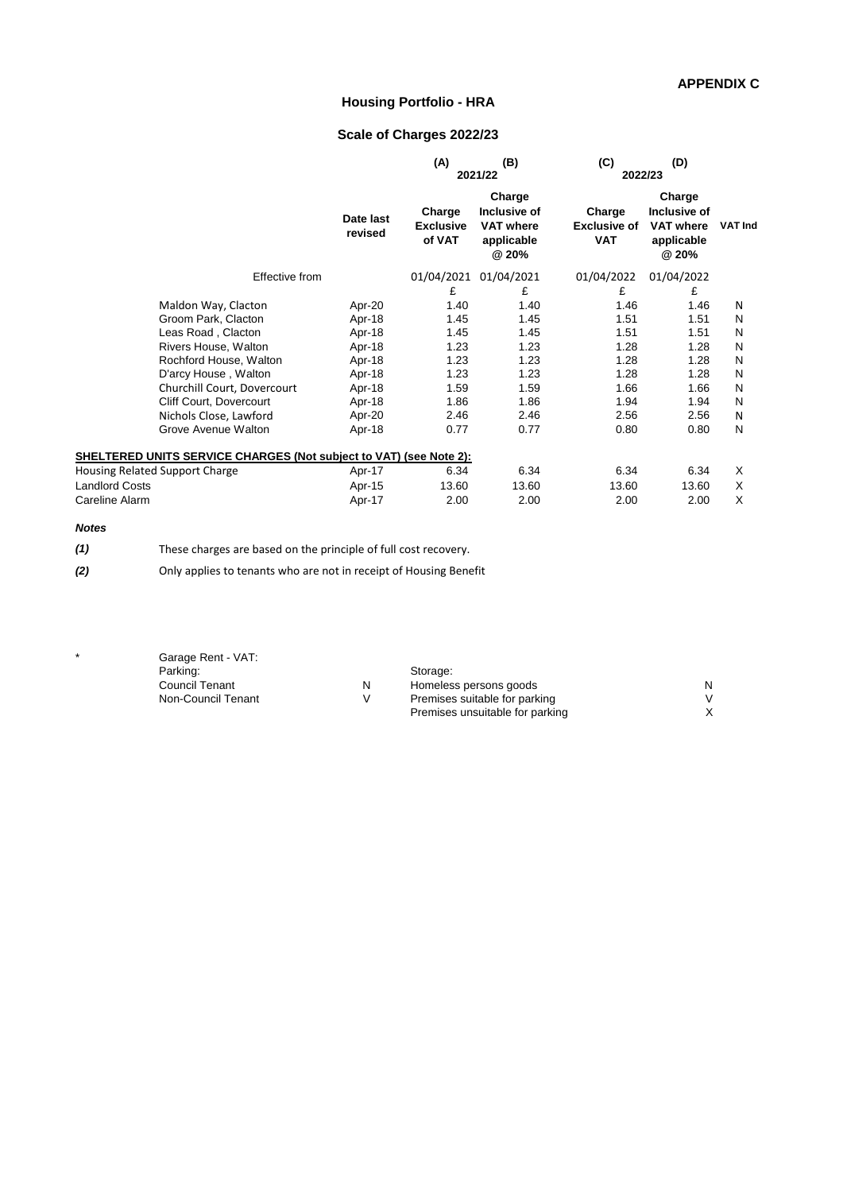**APPENDIX C**

## Housing Portfolio - HRA

### Scale of Charges 2022/23

| | Date last revised | (A) 2021/22 Charge Exclusive of VAT | (B) 2021/22 Charge Inclusive of VAT where applicable @ 20% | (C) 2022/23 Charge Exclusive of VAT | (D) 2022/23 Charge Inclusive of VAT where applicable @ 20% | VAT Ind |
|---|---|---|---|---|---|---|
| Effective from | | 01/04/2021 | 01/04/2021 | 01/04/2022 | 01/04/2022 | |
| | | £ | £ | £ | £ | |
| Maldon Way, Clacton | Apr-20 | 1.40 | 1.40 | 1.46 | 1.46 | N |
| Groom Park, Clacton | Apr-18 | 1.45 | 1.45 | 1.51 | 1.51 | N |
| Leas Road , Clacton | Apr-18 | 1.45 | 1.45 | 1.51 | 1.51 | N |
| Rivers House, Walton | Apr-18 | 1.23 | 1.23 | 1.28 | 1.28 | N |
| Rochford House, Walton | Apr-18 | 1.23 | 1.23 | 1.28 | 1.28 | N |
| D'arcy House , Walton | Apr-18 | 1.23 | 1.23 | 1.28 | 1.28 | N |
| Churchill Court, Dovercourt | Apr-18 | 1.59 | 1.59 | 1.66 | 1.66 | N |
| Cliff Court, Dovercourt | Apr-18 | 1.86 | 1.86 | 1.94 | 1.94 | N |
| Nichols Close, Lawford | Apr-20 | 2.46 | 2.46 | 2.56 | 2.56 | N |
| Grove Avenue Walton | Apr-18 | 0.77 | 0.77 | 0.80 | 0.80 | N |
| **SHELTERED UNITS SERVICE CHARGES (Not subject to VAT) (see Note 2):** | | | | | | |
| Housing Related Support Charge | Apr-17 | 6.34 | 6.34 | 6.34 | 6.34 | X |
| Landlord Costs | Apr-15 | 13.60 | 13.60 | 13.60 | 13.60 | X |
| Careline Alarm | Apr-17 | 2.00 | 2.00 | 2.00 | 2.00 | X |

***Notes***

***(1)*** These charges are based on the principle of full cost recovery.

***(2)*** Only applies to tenants who are not in receipt of Housing Benefit

| * | Garage Rent - VAT: | | | |
|---|---|---|---|---|
| | Parking: | | Storage: | |
| | Council Tenant | N | Homeless persons goods | N |
| | Non-Council Tenant | V | Premises suitable for parking | V |
| | | | Premises unsuitable for parking | X |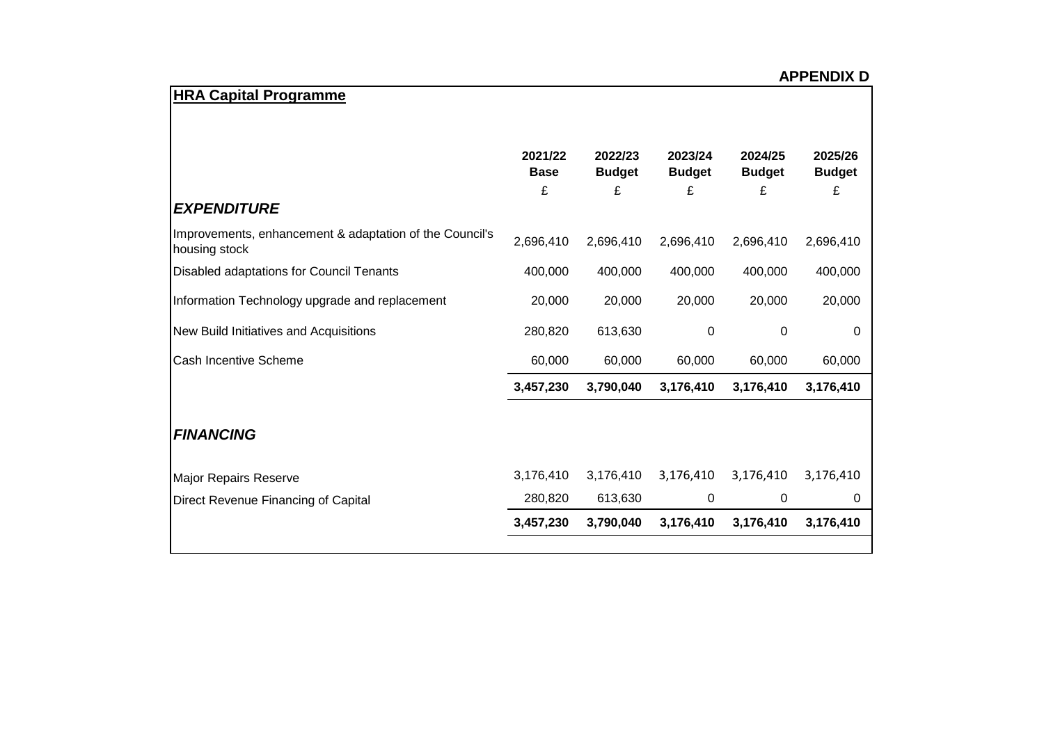**APPENDIX D**

## HRA Capital Programme

| | 2021/22 Base | 2022/23 Budget | 2023/24 Budget | 2024/25 Budget | 2025/26 Budget |
|---|---|---|---|---|---|
| | £ | £ | £ | £ | £ |
| ***EXPENDITURE*** | | | | | |
| Improvements, enhancement & adaptation of the Council's housing stock | 2,696,410 | 2,696,410 | 2,696,410 | 2,696,410 | 2,696,410 |
| Disabled adaptations for Council Tenants | 400,000 | 400,000 | 400,000 | 400,000 | 400,000 |
| Information Technology upgrade and replacement | 20,000 | 20,000 | 20,000 | 20,000 | 20,000 |
| New Build Initiatives and Acquisitions | 280,820 | 613,630 | 0 | 0 | 0 |
| Cash Incentive Scheme | 60,000 | 60,000 | 60,000 | 60,000 | 60,000 |
| | **3,457,230** | **3,790,040** | **3,176,410** | **3,176,410** | **3,176,410** |
| ***FINANCING*** | | | | | |
| Major Repairs Reserve | 3,176,410 | 3,176,410 | 3,176,410 | 3,176,410 | 3,176,410 |
| Direct Revenue Financing of Capital | 280,820 | 613,630 | 0 | 0 | 0 |
| | **3,457,230** | **3,790,040** | **3,176,410** | **3,176,410** | **3,176,410** |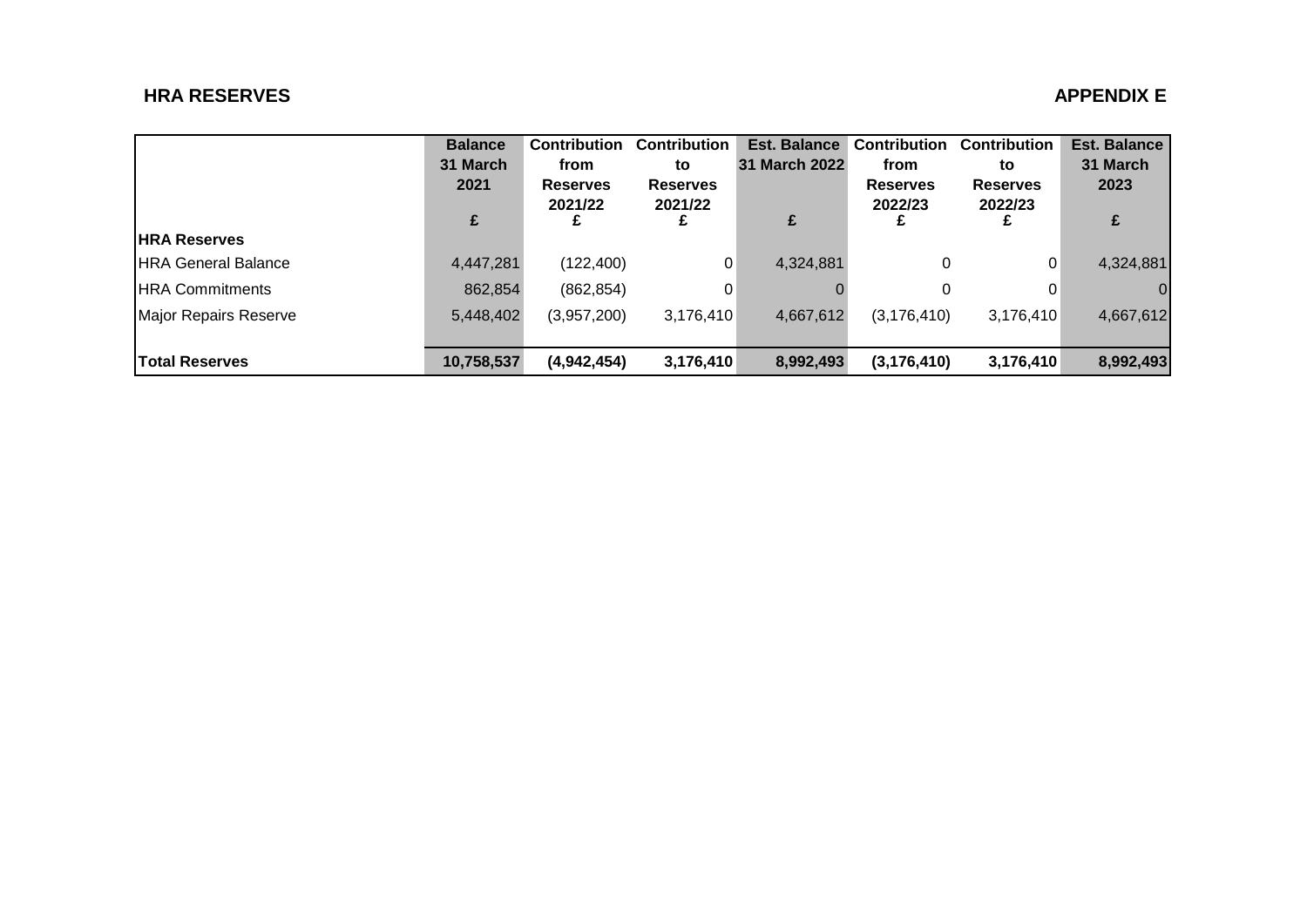**HRA RESERVES** **APPENDIX E**

| | Balance 31 March 2021 £ | Contribution from Reserves 2021/22 £ | Contribution to Reserves 2021/22 £ | Est. Balance 31 March 2022 £ | Contribution from Reserves 2022/23 £ | Contribution to Reserves 2022/23 £ | Est. Balance 31 March 2023 £ |
|---|---|---|---|---|---|---|---|
| **HRA Reserves** | | | | | | | |
| HRA General Balance | 4,447,281 | (122,400) | 0 | 4,324,881 | 0 | 0 | 4,324,881 |
| HRA Commitments | 862,854 | (862,854) | 0 | 0 | 0 | 0 | 0 |
| Major Repairs Reserve | 5,448,402 | (3,957,200) | 3,176,410 | 4,667,612 | (3,176,410) | 3,176,410 | 4,667,612 |
| **Total Reserves** | **10,758,537** | **(4,942,454)** | **3,176,410** | **8,992,493** | **(3,176,410)** | **3,176,410** | **8,992,493** |